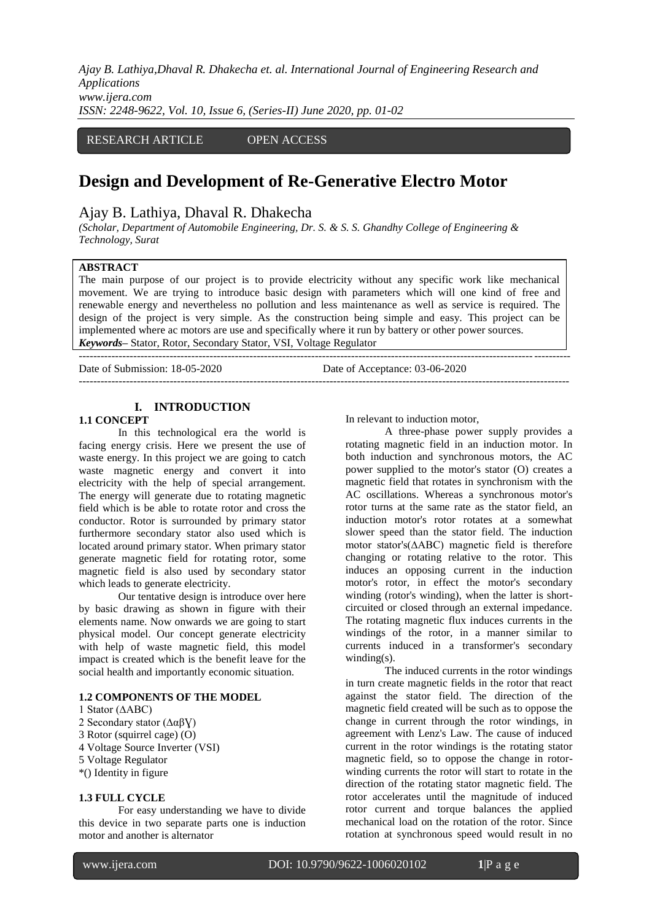RESEARCH ARTICLE OPEN ACCESS

# Design and Development of Re-Generative Electro Motor

Ajay B. Lathiya, Dhaval R. Dhakecha

*(Scholar, Department of Automobile Engineering, Dr. S. & S. S. Ghandhy College of Engineering & Technology, Surat*

**ABSTRACT**

The main purpose of our project is to provide electricity without any specific work like mechanical movement. We are trying to introduce basic design with parameters which will one kind of free and renewable energy and nevertheless no pollution and less maintenance as well as service is required. The design of the project is very simple. As the construction being simple and easy. This project can be implemented where ac motors are use and specifically where it run by battery or other power sources.

***Keywords***– Stator, Rotor, Secondary Stator, VSI, Voltage Regulator

Date of Submission: 18-05-2020 Date of Acceptance: 03-06-2020

## I. INTRODUCTION

### 1.1 CONCEPT

In this technological era the world is facing energy crisis. Here we present the use of waste energy. In this project we are going to catch waste magnetic energy and convert it into electricity with the help of special arrangement. The energy will generate due to rotating magnetic field which is be able to rotate rotor and cross the conductor. Rotor is surrounded by primary stator furthermore secondary stator also used which is located around primary stator. When primary stator generate magnetic field for rotating rotor, some magnetic field is also used by secondary stator which leads to generate electricity.

Our tentative design is introduce over here by basic drawing as shown in figure with their elements name. Now onwards we are going to start physical model. Our concept generate electricity with help of waste magnetic field, this model impact is created which is the benefit leave for the social health and importantly economic situation.

### 1.2 COMPONENTS OF THE MODEL

1 Stator (ΔABC)
2 Secondary stator (Δαβɣ)
3 Rotor (squirrel cage) (O)
4 Voltage Source Inverter (VSI)
5 Voltage Regulator
*() Identity in figure

### 1.3 FULL CYCLE

For easy understanding we have to divide this device in two separate parts one is induction motor and another is alternator

In relevant to induction motor,

A three-phase power supply provides a rotating magnetic field in an induction motor. In both induction and synchronous motors, the AC power supplied to the motor's stator (O) creates a magnetic field that rotates in synchronism with the AC oscillations. Whereas a synchronous motor's rotor turns at the same rate as the stator field, an induction motor's rotor rotates at a somewhat slower speed than the stator field. The induction motor stator's(ΔABC) magnetic field is therefore changing or rotating relative to the rotor. This induces an opposing current in the induction motor's rotor, in effect the motor's secondary winding (rotor's winding), when the latter is short-circuited or closed through an external impedance. The rotating magnetic flux induces currents in the windings of the rotor, in a manner similar to currents induced in a transformer's secondary winding(s).

The induced currents in the rotor windings in turn create magnetic fields in the rotor that react against the stator field. The direction of the magnetic field created will be such as to oppose the change in current through the rotor windings, in agreement with Lenz's Law. The cause of induced current in the rotor windings is the rotating stator magnetic field, so to oppose the change in rotor-winding currents the rotor will start to rotate in the direction of the rotating stator magnetic field. The rotor accelerates until the magnitude of induced rotor current and torque balances the applied mechanical load on the rotation of the rotor. Since rotation at synchronous speed would result in no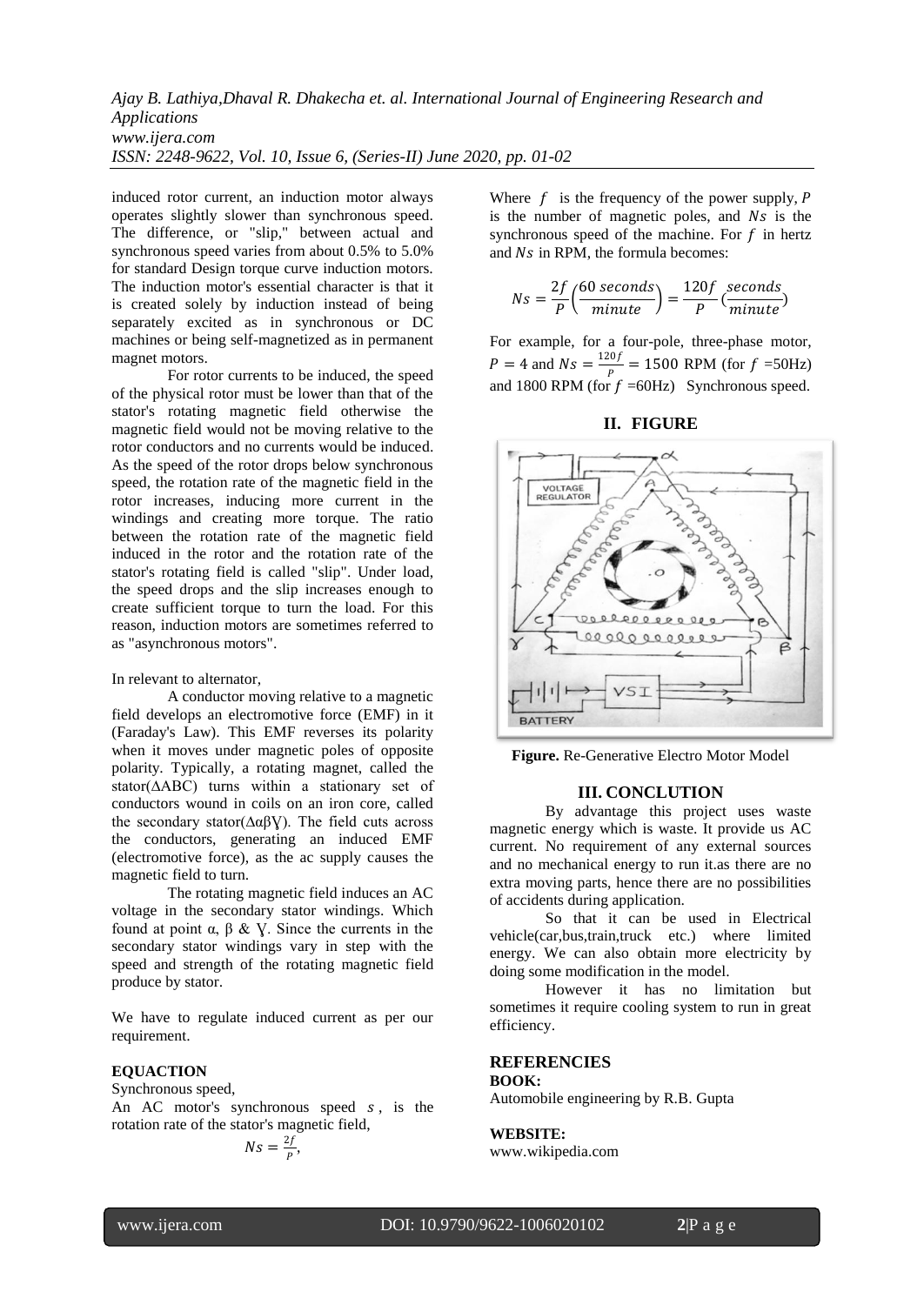induced rotor current, an induction motor always operates slightly slower than synchronous speed. The difference, or "slip," between actual and synchronous speed varies from about 0.5% to 5.0% for standard Design torque curve induction motors. The induction motor's essential character is that it is created solely by induction instead of being separately excited as in synchronous or DC machines or being self-magnetized as in permanent magnet motors.

For rotor currents to be induced, the speed of the physical rotor must be lower than that of the stator's rotating magnetic field otherwise the magnetic field would not be moving relative to the rotor conductors and no currents would be induced. As the speed of the rotor drops below synchronous speed, the rotation rate of the magnetic field in the rotor increases, inducing more current in the windings and creating more torque. The ratio between the rotation rate of the magnetic field induced in the rotor and the rotation rate of the stator's rotating field is called "slip". Under load, the speed drops and the slip increases enough to create sufficient torque to turn the load. For this reason, induction motors are sometimes referred to as "asynchronous motors".

In relevant to alternator,

A conductor moving relative to a magnetic field develops an electromotive force (EMF) in it (Faraday's Law). This EMF reverses its polarity when it moves under magnetic poles of opposite polarity. Typically, a rotating magnet, called the stator(ΔABC) turns within a stationary set of conductors wound in coils on an iron core, called the secondary stator(Δαβɣ). The field cuts across the conductors, generating an induced EMF (electromotive force), as the ac supply causes the magnetic field to turn.

The rotating magnetic field induces an AC voltage in the secondary stator windings. Which found at point α, β & ɣ. Since the currents in the secondary stator windings vary in step with the speed and strength of the rotating magnetic field produce by stator.

We have to regulate induced current as per our requirement.

**EQUACTION**

Synchronous speed,

An AC motor's synchronous speed $s$, is the rotation rate of the stator's magnetic field,

$$Ns = \frac{2f}{P},$$

Where $f$ is the frequency of the power supply, $P$ is the number of magnetic poles, and $Ns$ is the synchronous speed of the machine. For $f$ in hertz and $Ns$ in RPM, the formula becomes:

$$Ns = \frac{2f}{P}\left(\frac{60\ seconds}{minute}\right) = \frac{120f}{P}\left(\frac{seconds}{minute}\right)$$

For example, for a four-pole, three-phase motor, $P = 4$ and $Ns = \frac{120f}{P} = 1500$ RPM (for $f$ =50Hz) and 1800 RPM (for $f$ =60Hz) Synchronous speed.

## II. FIGURE

VOLTAGE REGULATOR

α A B C β ɣ O

VSI

BATTERY

**Figure.** Re-Generative Electro Motor Model

## III. CONCLUTION

By advantage this project uses waste magnetic energy which is waste. It provide us AC current. No requirement of any external sources and no mechanical energy to run it.as there are no extra moving parts, hence there are no possibilities of accidents during application.

So that it can be used in Electrical vehicle(car,bus,train,truck etc.) where limited energy. We can also obtain more electricity by doing some modification in the model.

However it has no limitation but sometimes it require cooling system to run in great efficiency.

## REFERENCIES

**BOOK:**

Automobile engineering by R.B. Gupta

**WEBSITE:**

www.wikipedia.com